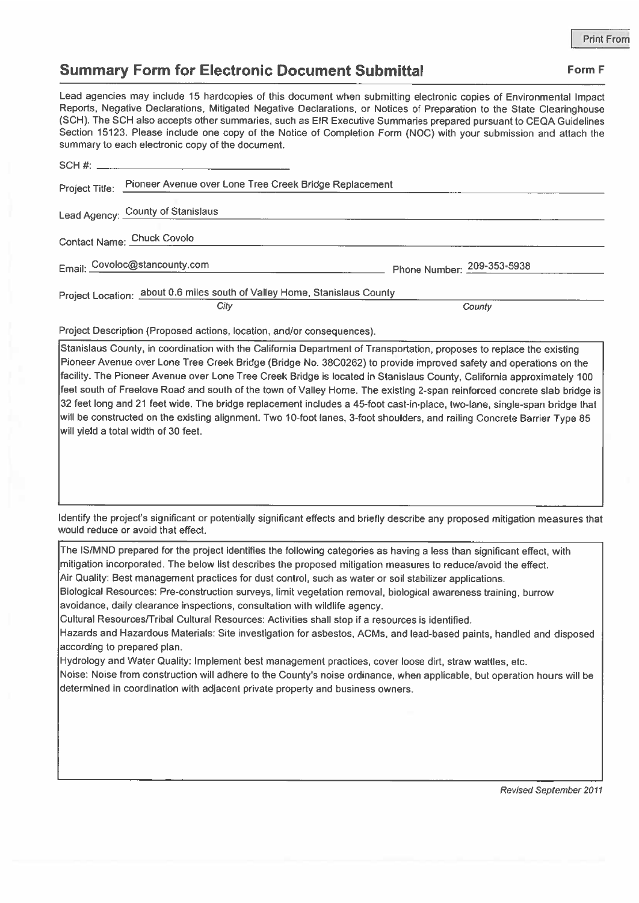Print From

## Summary Form for Electronic Document Submittal

**Form F**

Lead agencies may include 15 hardcopies of this document when submitting electronic copies of Environmental Impact Reports, Negative Declarations, Mitigated Negative Declarations, or Notices of Preparation to the State Clearinghouse (SCH). The SCH also accepts other summaries, such as EIR Executive Summaries prepared pursuant to CEQA Guidelines Section 15123. Please include one copy of the Notice of Completion Form (NOC) with your submission and attach the summary to each electronic copy of the document.

SCH #: ______________________

Project Title: Pioneer Avenue over Lone Tree Creek Bridge Replacement

Lead Agency: County of Stanislaus

Contact Name: Chuck Covolo

Email: Covoloc@stancounty.com    Phone Number: 209-353-5938

Project Location: about 0.6 miles south of Valley Home, Stanislaus County
City    County

Project Description (Proposed actions, location, and/or consequences).

Stanislaus County, in coordination with the California Department of Transportation, proposes to replace the existing Pioneer Avenue over Lone Tree Creek Bridge (Bridge No. 38C0262) to provide improved safety and operations on the facility. The Pioneer Avenue over Lone Tree Creek Bridge is located in Stanislaus County, California approximately 100 feet south of Freelove Road and south of the town of Valley Home. The existing 2-span reinforced concrete slab bridge is 32 feet long and 21 feet wide. The bridge replacement includes a 45-foot cast-in-place, two-lane, single-span bridge that will be constructed on the existing alignment. Two 10-foot lanes, 3-foot shoulders, and railing Concrete Barrier Type 85 will yield a total width of 30 feet.

Identify the project's significant or potentially significant effects and briefly describe any proposed mitigation measures that would reduce or avoid that effect.

The IS/MND prepared for the project identifies the following categories as having a less than significant effect, with mitigation incorporated. The below list describes the proposed mitigation measures to reduce/avoid the effect.
Air Quality: Best management practices for dust control, such as water or soil stabilizer applications.
Biological Resources: Pre-construction surveys, limit vegetation removal, biological awareness training, burrow avoidance, daily clearance inspections, consultation with wildlife agency.
Cultural Resources/Tribal Cultural Resources: Activities shall stop if a resources is identified.
Hazards and Hazardous Materials: Site investigation for asbestos, ACMs, and lead-based paints, handled and disposed according to prepared plan.
Hydrology and Water Quality: Implement best management practices, cover loose dirt, straw wattles, etc.
Noise: Noise from construction will adhere to the County's noise ordinance, when applicable, but operation hours will be determined in coordination with adjacent private property and business owners.

*Revised September 2011*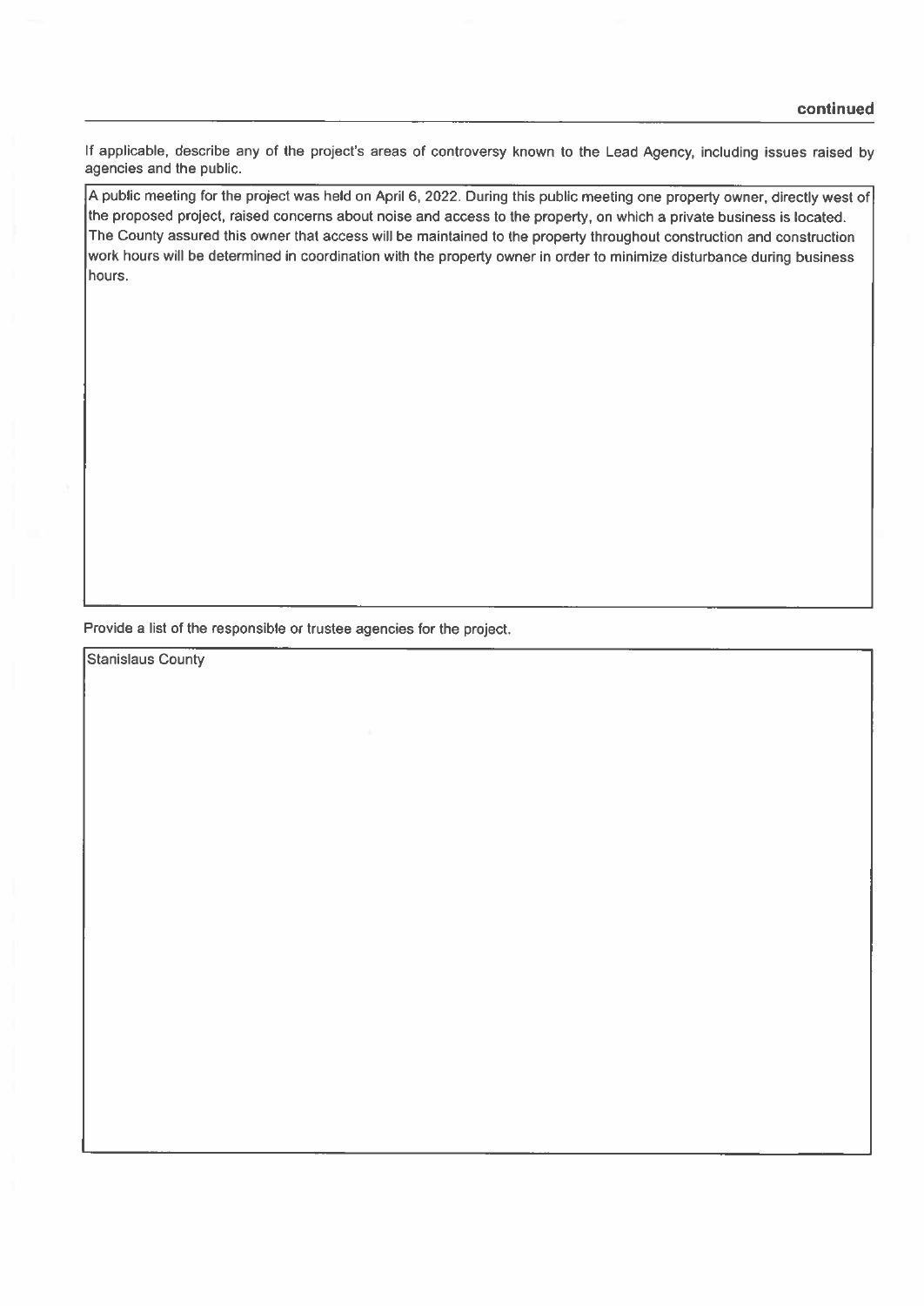**continued**

If applicable, describe any of the project's areas of controversy known to the Lead Agency, including issues raised by agencies and the public.

A public meeting for the project was held on April 6, 2022. During this public meeting one property owner, directly west of the proposed project, raised concerns about noise and access to the property, on which a private business is located. The County assured this owner that access will be maintained to the property throughout construction and construction work hours will be determined in coordination with the property owner in order to minimize disturbance during business hours.

Provide a list of the responsible or trustee agencies for the project.

Stanislaus County